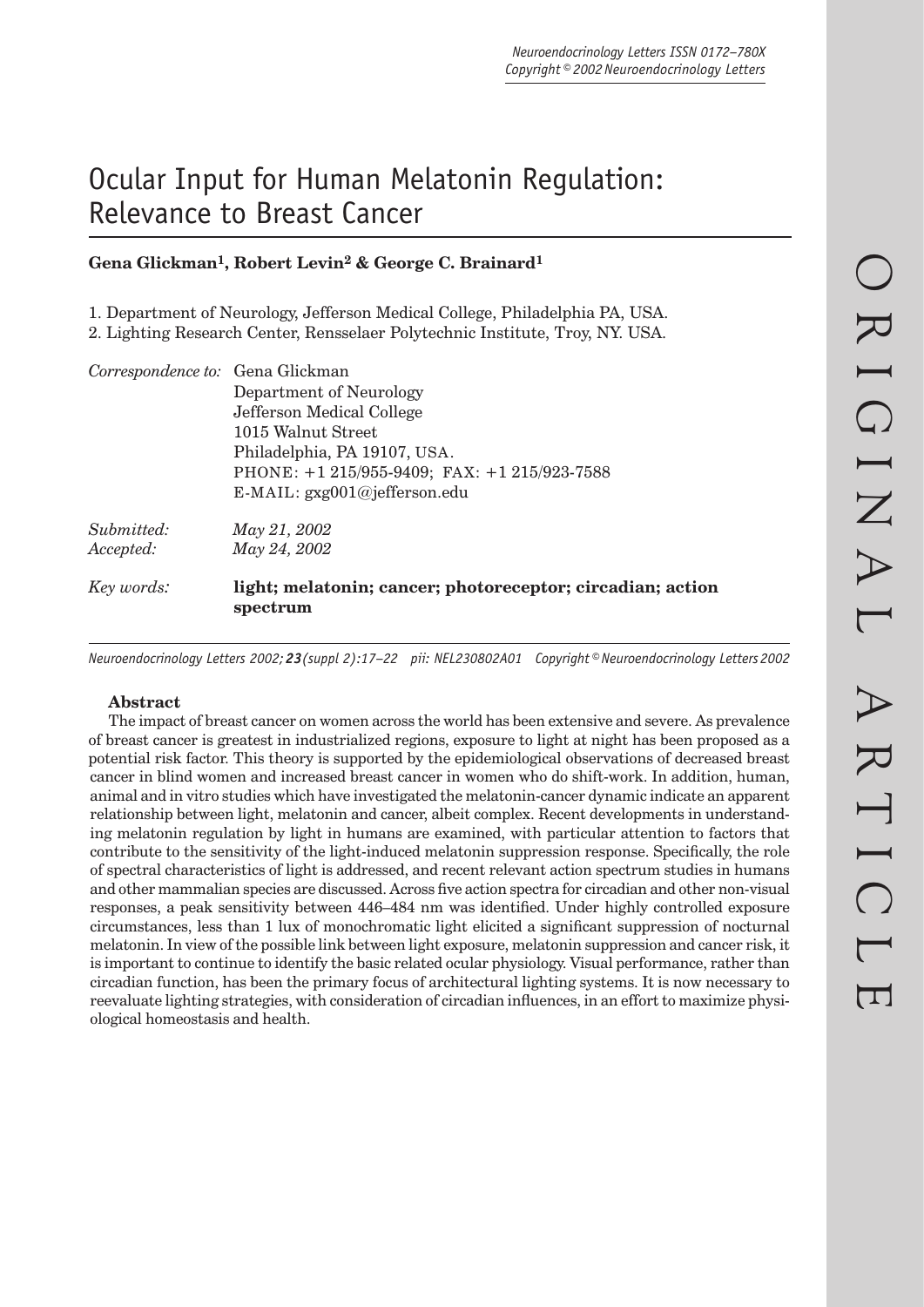# Ocular Input for Human Melatonin Regulation: Relevance to Breast Cancer

**Gena Glickman[1], Robert Levin[2] & George C. Brainard[1]**

1. Department of Neurology, Jefferson Medical College, Philadelphia PA, USA.
2. Lighting Research Center, Rensselaer Polytechnic Institute, Troy, NY. USA.

*Correspondence to:* Gena Glickman
Department of Neurology
Jefferson Medical College
1015 Walnut Street
Philadelphia, PA 19107, USA.
PHONE: +1 215/955-9409; FAX: +1 215/923-7588
E-MAIL: gxg001@jefferson.edu

*Submitted:* *May 21, 2002*
*Accepted:* *May 24, 2002*

*Key words:* **light; melatonin; cancer; photoreceptor; circadian; action spectrum**

*Neuroendocrinology Letters 2002; **23**(suppl 2):17–22 pii: NEL230802A01 Copyright © Neuroendocrinology Letters 2002*

## Abstract

The impact of breast cancer on women across the world has been extensive and severe. As prevalence of breast cancer is greatest in industrialized regions, exposure to light at night has been proposed as a potential risk factor. This theory is supported by the epidemiological observations of decreased breast cancer in blind women and increased breast cancer in women who do shift-work. In addition, human, animal and in vitro studies which have investigated the melatonin-cancer dynamic indicate an apparent relationship between light, melatonin and cancer, albeit complex. Recent developments in understanding melatonin regulation by light in humans are examined, with particular attention to factors that contribute to the sensitivity of the light-induced melatonin suppression response. Specifically, the role of spectral characteristics of light is addressed, and recent relevant action spectrum studies in humans and other mammalian species are discussed. Across five action spectra for circadian and other non-visual responses, a peak sensitivity between 446–484 nm was identified. Under highly controlled exposure circumstances, less than 1 lux of monochromatic light elicited a significant suppression of nocturnal melatonin. In view of the possible link between light exposure, melatonin suppression and cancer risk, it is important to continue to identify the basic related ocular physiology. Visual performance, rather than circadian function, has been the primary focus of architectural lighting systems. It is now necessary to reevaluate lighting strategies, with consideration of circadian influences, in an effort to maximize physiological homeostasis and health.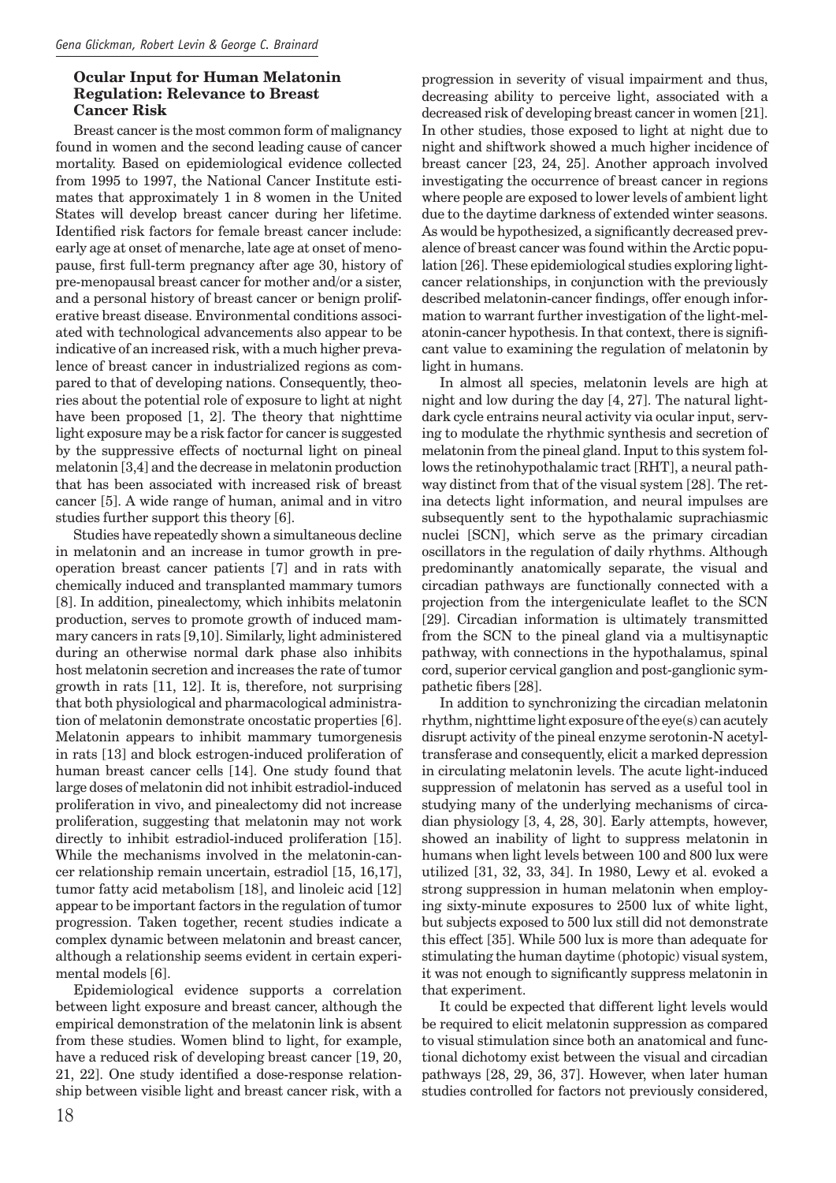### Ocular Input for Human Melatonin Regulation: Relevance to Breast Cancer Risk

Breast cancer is the most common form of malignancy found in women and the second leading cause of cancer mortality. Based on epidemiological evidence collected from 1995 to 1997, the National Cancer Institute estimates that approximately 1 in 8 women in the United States will develop breast cancer during her lifetime. Identified risk factors for female breast cancer include: early age at onset of menarche, late age at onset of menopause, first full-term pregnancy after age 30, history of pre-menopausal breast cancer for mother and/or a sister, and a personal history of breast cancer or benign proliferative breast disease. Environmental conditions associated with technological advancements also appear to be indicative of an increased risk, with a much higher prevalence of breast cancer in industrialized regions as compared to that of developing nations. Consequently, theories about the potential role of exposure to light at night have been proposed [1, 2]. The theory that nighttime light exposure may be a risk factor for cancer is suggested by the suppressive effects of nocturnal light on pineal melatonin [3,4] and the decrease in melatonin production that has been associated with increased risk of breast cancer [5]. A wide range of human, animal and in vitro studies further support this theory [6].

Studies have repeatedly shown a simultaneous decline in melatonin and an increase in tumor growth in pre-operation breast cancer patients [7] and in rats with chemically induced and transplanted mammary tumors [8]. In addition, pinealectomy, which inhibits melatonin production, serves to promote growth of induced mammary cancers in rats [9,10]. Similarly, light administered during an otherwise normal dark phase also inhibits host melatonin secretion and increases the rate of tumor growth in rats [11, 12]. It is, therefore, not surprising that both physiological and pharmacological administration of melatonin demonstrate oncostatic properties [6]. Melatonin appears to inhibit mammary tumorgenesis in rats [13] and block estrogen-induced proliferation of human breast cancer cells [14]. One study found that large doses of melatonin did not inhibit estradiol-induced proliferation in vivo, and pinealectomy did not increase proliferation, suggesting that melatonin may not work directly to inhibit estradiol-induced proliferation [15]. While the mechanisms involved in the melatonin-cancer relationship remain uncertain, estradiol [15, 16,17], tumor fatty acid metabolism [18], and linoleic acid [12] appear to be important factors in the regulation of tumor progression. Taken together, recent studies indicate a complex dynamic between melatonin and breast cancer, although a relationship seems evident in certain experimental models [6].

Epidemiological evidence supports a correlation between light exposure and breast cancer, although the empirical demonstration of the melatonin link is absent from these studies. Women blind to light, for example, have a reduced risk of developing breast cancer [19, 20, 21, 22]. One study identified a dose-response relationship between visible light and breast cancer risk, with a progression in severity of visual impairment and thus, decreasing ability to perceive light, associated with a decreased risk of developing breast cancer in women [21]. In other studies, those exposed to light at night due to night and shiftwork showed a much higher incidence of breast cancer [23, 24, 25]. Another approach involved investigating the occurrence of breast cancer in regions where people are exposed to lower levels of ambient light due to the daytime darkness of extended winter seasons. As would be hypothesized, a significantly decreased prevalence of breast cancer was found within the Arctic population [26]. These epidemiological studies exploring light-cancer relationships, in conjunction with the previously described melatonin-cancer findings, offer enough information to warrant further investigation of the light-melatonin-cancer hypothesis. In that context, there is significant value to examining the regulation of melatonin by light in humans.

In almost all species, melatonin levels are high at night and low during the day [4, 27]. The natural light-dark cycle entrains neural activity via ocular input, serving to modulate the rhythmic synthesis and secretion of melatonin from the pineal gland. Input to this system follows the retinohypothalamic tract [RHT], a neural pathway distinct from that of the visual system [28]. The retina detects light information, and neural impulses are subsequently sent to the hypothalamic suprachiasmic nuclei [SCN], which serve as the primary circadian oscillators in the regulation of daily rhythms. Although predominantly anatomically separate, the visual and circadian pathways are functionally connected with a projection from the intergeniculate leaflet to the SCN [29]. Circadian information is ultimately transmitted from the SCN to the pineal gland via a multisynaptic pathway, with connections in the hypothalamus, spinal cord, superior cervical ganglion and post-ganglionic sympathetic fibers [28].

In addition to synchronizing the circadian melatonin rhythm, nighttime light exposure of the eye(s) can acutely disrupt activity of the pineal enzyme serotonin-N acetyltransferase and consequently, elicit a marked depression in circulating melatonin levels. The acute light-induced suppression of melatonin has served as a useful tool in studying many of the underlying mechanisms of circadian physiology [3, 4, 28, 30]. Early attempts, however, showed an inability of light to suppress melatonin in humans when light levels between 100 and 800 lux were utilized [31, 32, 33, 34]. In 1980, Lewy et al. evoked a strong suppression in human melatonin when employing sixty-minute exposures to 2500 lux of white light, but subjects exposed to 500 lux still did not demonstrate this effect [35]. While 500 lux is more than adequate for stimulating the human daytime (photopic) visual system, it was not enough to significantly suppress melatonin in that experiment.

It could be expected that different light levels would be required to elicit melatonin suppression as compared to visual stimulation since both an anatomical and functional dichotomy exist between the visual and circadian pathways [28, 29, 36, 37]. However, when later human studies controlled for factors not previously considered,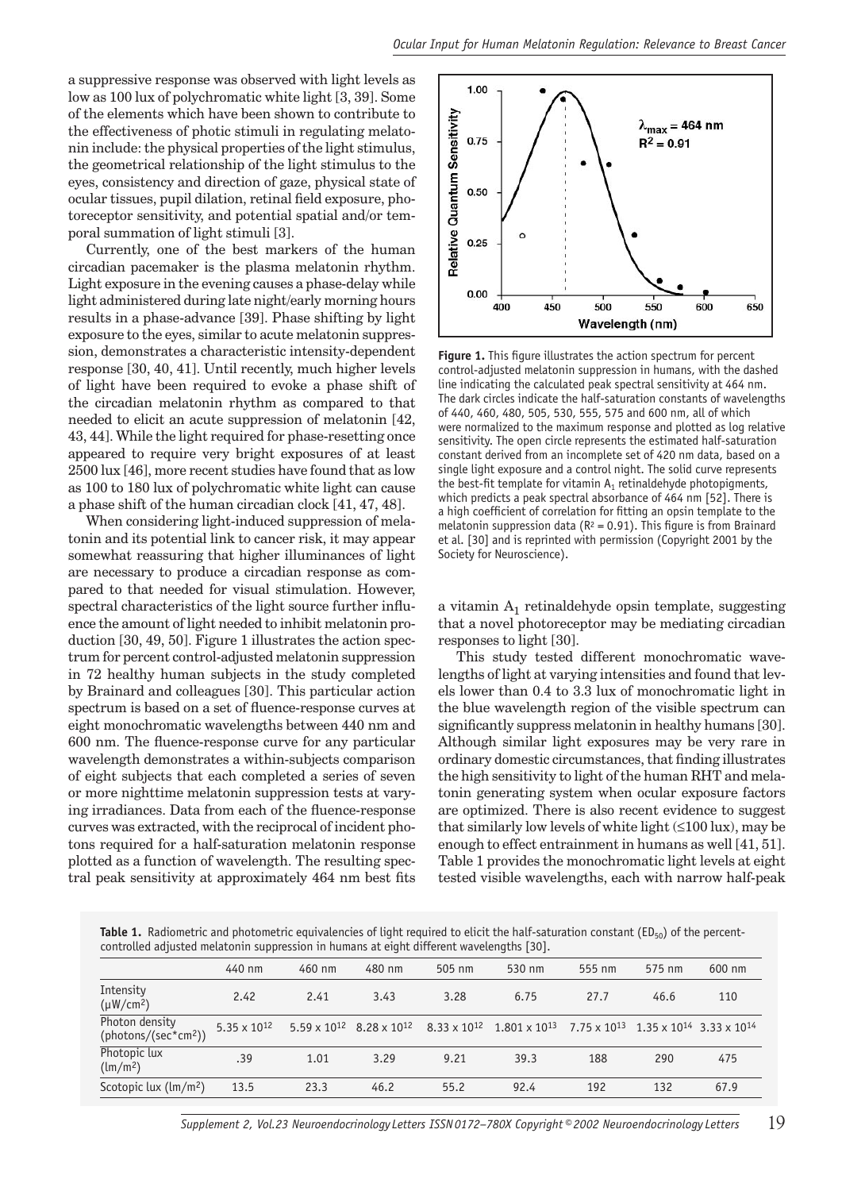a suppressive response was observed with light levels as low as 100 lux of polychromatic white light [3, 39]. Some of the elements which have been shown to contribute to the effectiveness of photic stimuli in regulating melatonin include: the physical properties of the light stimulus, the geometrical relationship of the light stimulus to the eyes, consistency and direction of gaze, physical state of ocular tissues, pupil dilation, retinal field exposure, photoreceptor sensitivity, and potential spatial and/or temporal summation of light stimuli [3].

Currently, one of the best markers of the human circadian pacemaker is the plasma melatonin rhythm. Light exposure in the evening causes a phase-delay while light administered during late night/early morning hours results in a phase-advance [39]. Phase shifting by light exposure to the eyes, similar to acute melatonin suppression, demonstrates a characteristic intensity-dependent response [30, 40, 41]. Until recently, much higher levels of light have been required to evoke a phase shift of the circadian melatonin rhythm as compared to that needed to elicit an acute suppression of melatonin [42, 43, 44]. While the light required for phase-resetting once appeared to require very bright exposures of at least 2500 lux [46], more recent studies have found that as low as 100 to 180 lux of polychromatic white light can cause a phase shift of the human circadian clock [41, 47, 48].

When considering light-induced suppression of melatonin and its potential link to cancer risk, it may appear somewhat reassuring that higher illuminances of light are necessary to produce a circadian response as compared to that needed for visual stimulation. However, spectral characteristics of the light source further influence the amount of light needed to inhibit melatonin production [30, 49, 50]. Figure 1 illustrates the action spectrum for percent control-adjusted melatonin suppression in 72 healthy human subjects in the study completed by Brainard and colleagues [30]. This particular action spectrum is based on a set of fluence-response curves at eight monochromatic wavelengths between 440 nm and 600 nm. The fluence-response curve for any particular wavelength demonstrates a within-subjects comparison of eight subjects that each completed a series of seven or more nighttime melatonin suppression tests at varying irradiances. Data from each of the fluence-response curves was extracted, with the reciprocal of incident photons required for a half-saturation melatonin response plotted as a function of wavelength. The resulting spectral peak sensitivity at approximately 464 nm best fits a vitamin $A_1$ retinaldehyde opsin template, suggesting that a novel photoreceptor may be mediating circadian responses to light [30].

**Figure 1.** This figure illustrates the action spectrum for percent control-adjusted melatonin suppression in humans, with the dashed line indicating the calculated peak spectral sensitivity at 464 nm. The dark circles indicate the half-saturation constants of wavelengths of 440, 460, 480, 505, 530, 555, 575 and 600 nm, all of which were normalized to the maximum response and plotted as log relative sensitivity. The open circle represents the estimated half-saturation constant derived from an incomplete set of 420 nm data, based on a single light exposure and a control night. The solid curve represents the best-fit template for vitamin $A_1$ retinaldehyde photopigments, which predicts a peak spectral absorbance of 464 nm [52]. There is a high coefficient of correlation for fitting an opsin template to the melatonin suppression data ($R^2 = 0.91$). This figure is from Brainard et al. [30] and is reprinted with permission (Copyright 2001 by the Society for Neuroscience).

This study tested different monochromatic wavelengths of light at varying intensities and found that levels lower than 0.4 to 3.3 lux of monochromatic light in the blue wavelength region of the visible spectrum can significantly suppress melatonin in healthy humans [30]. Although similar light exposures may be very rare in ordinary domestic circumstances, that finding illustrates the high sensitivity to light of the human RHT and melatonin generating system when ocular exposure factors are optimized. There is also recent evidence to suggest that similarly low levels of white light (≤100 lux), may be enough to effect entrainment in humans as well [41, 51]. Table 1 provides the monochromatic light levels at eight tested visible wavelengths, each with narrow half-peak

**Table 1.** Radiometric and photometric equivalencies of light required to elicit the half-saturation constant ($ED_{50}$) of the percent-controlled adjusted melatonin suppression in humans at eight different wavelengths [30].

| | 440 nm | 460 nm | 480 nm | 505 nm | 530 nm | 555 nm | 575 nm | 600 nm |
|---|---|---|---|---|---|---|---|---|
| Intensity ($\mu W/cm^2$) | 2.42 | 2.41 | 3.43 | 3.28 | 6.75 | 27.7 | 46.6 | 110 |
| Photon density (photons/(sec*cm²)) | $5.35 \times 10^{12}$ | $5.59 \times 10^{12}$ | $8.28 \times 10^{12}$ | $8.33 \times 10^{12}$ | $1.801 \times 10^{13}$ | $7.75 \times 10^{13}$ | $1.35 \times 10^{14}$ | $3.33 \times 10^{14}$ |
| Photopic lux ($lm/m^2$) | .39 | 1.01 | 3.29 | 9.21 | 39.3 | 188 | 290 | 475 |
| Scotopic lux ($lm/m^2$) | 13.5 | 23.3 | 46.2 | 55.2 | 92.4 | 192 | 132 | 67.9 |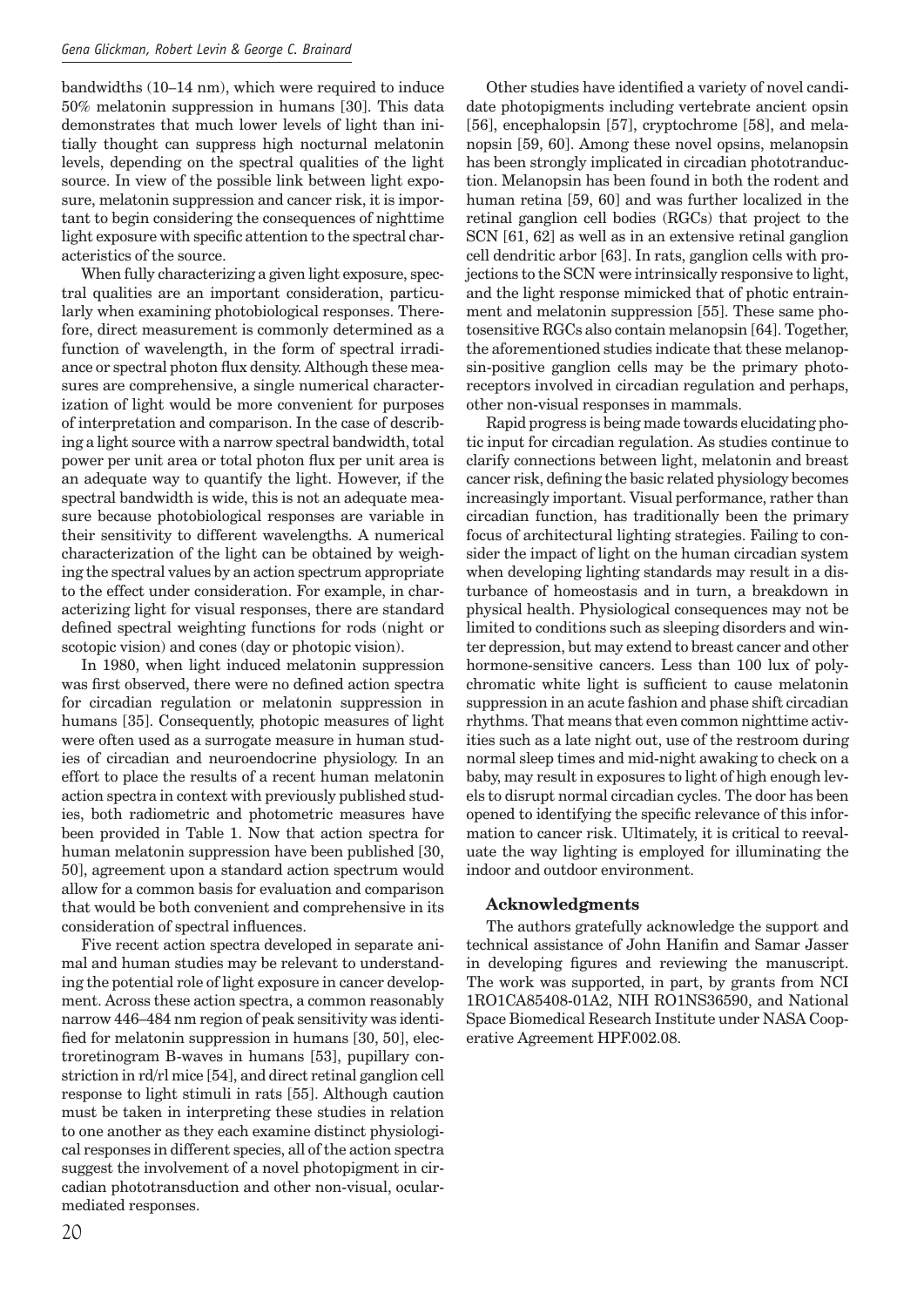bandwidths (10–14 nm), which were required to induce 50% melatonin suppression in humans [30]. This data demonstrates that much lower levels of light than initially thought can suppress high nocturnal melatonin levels, depending on the spectral qualities of the light source. In view of the possible link between light exposure, melatonin suppression and cancer risk, it is important to begin considering the consequences of nighttime light exposure with specific attention to the spectral characteristics of the source.

When fully characterizing a given light exposure, spectral qualities are an important consideration, particularly when examining photobiological responses. Therefore, direct measurement is commonly determined as a function of wavelength, in the form of spectral irradiance or spectral photon flux density. Although these measures are comprehensive, a single numerical characterization of light would be more convenient for purposes of interpretation and comparison. In the case of describing a light source with a narrow spectral bandwidth, total power per unit area or total photon flux per unit area is an adequate way to quantify the light. However, if the spectral bandwidth is wide, this is not an adequate measure because photobiological responses are variable in their sensitivity to different wavelengths. A numerical characterization of the light can be obtained by weighing the spectral values by an action spectrum appropriate to the effect under consideration. For example, in characterizing light for visual responses, there are standard defined spectral weighting functions for rods (night or scotopic vision) and cones (day or photopic vision).

In 1980, when light induced melatonin suppression was first observed, there were no defined action spectra for circadian regulation or melatonin suppression in humans [35]. Consequently, photopic measures of light were often used as a surrogate measure in human studies of circadian and neuroendocrine physiology. In an effort to place the results of a recent human melatonin action spectra in context with previously published studies, both radiometric and photometric measures have been provided in Table 1. Now that action spectra for human melatonin suppression have been published [30, 50], agreement upon a standard action spectrum would allow for a common basis for evaluation and comparison that would be both convenient and comprehensive in its consideration of spectral influences.

Five recent action spectra developed in separate animal and human studies may be relevant to understanding the potential role of light exposure in cancer development. Across these action spectra, a common reasonably narrow 446–484 nm region of peak sensitivity was identified for melatonin suppression in humans [30, 50], electroretinogram B-waves in humans [53], pupillary constriction in rd/rl mice [54], and direct retinal ganglion cell response to light stimuli in rats [55]. Although caution must be taken in interpreting these studies in relation to one another as they each examine distinct physiological responses in different species, all of the action spectra suggest the involvement of a novel photopigment in circadian phototransduction and other non-visual, ocular-mediated responses.

Other studies have identified a variety of novel candidate photopigments including vertebrate ancient opsin [56], encephalopsin [57], cryptochrome [58], and melanopsin [59, 60]. Among these novel opsins, melanopsin has been strongly implicated in circadian phototranduction. Melanopsin has been found in both the rodent and human retina [59, 60] and was further localized in the retinal ganglion cell bodies (RGCs) that project to the SCN [61, 62] as well as in an extensive retinal ganglion cell dendritic arbor [63]. In rats, ganglion cells with projections to the SCN were intrinsically responsive to light, and the light response mimicked that of photic entrainment and melatonin suppression [55]. These same photosensitive RGCs also contain melanopsin [64]. Together, the aforementioned studies indicate that these melanopsin-positive ganglion cells may be the primary photoreceptors involved in circadian regulation and perhaps, other non-visual responses in mammals.

Rapid progress is being made towards elucidating photic input for circadian regulation. As studies continue to clarify connections between light, melatonin and breast cancer risk, defining the basic related physiology becomes increasingly important. Visual performance, rather than circadian function, has traditionally been the primary focus of architectural lighting strategies. Failing to consider the impact of light on the human circadian system when developing lighting standards may result in a disturbance of homeostasis and in turn, a breakdown in physical health. Physiological consequences may not be limited to conditions such as sleeping disorders and winter depression, but may extend to breast cancer and other hormone-sensitive cancers. Less than 100 lux of polychromatic white light is sufficient to cause melatonin suppression in an acute fashion and phase shift circadian rhythms. That means that even common nighttime activities such as a late night out, use of the restroom during normal sleep times and mid-night awaking to check on a baby, may result in exposures to light of high enough levels to disrupt normal circadian cycles. The door has been opened to identifying the specific relevance of this information to cancer risk. Ultimately, it is critical to reevaluate the way lighting is employed for illuminating the indoor and outdoor environment.

### Acknowledgments

The authors gratefully acknowledge the support and technical assistance of John Hanifin and Samar Jasser in developing figures and reviewing the manuscript. The work was supported, in part, by grants from NCI 1RO1CA85408-01A2, NIH RO1NS36590, and National Space Biomedical Research Institute under NASA Cooperative Agreement HPF.002.08.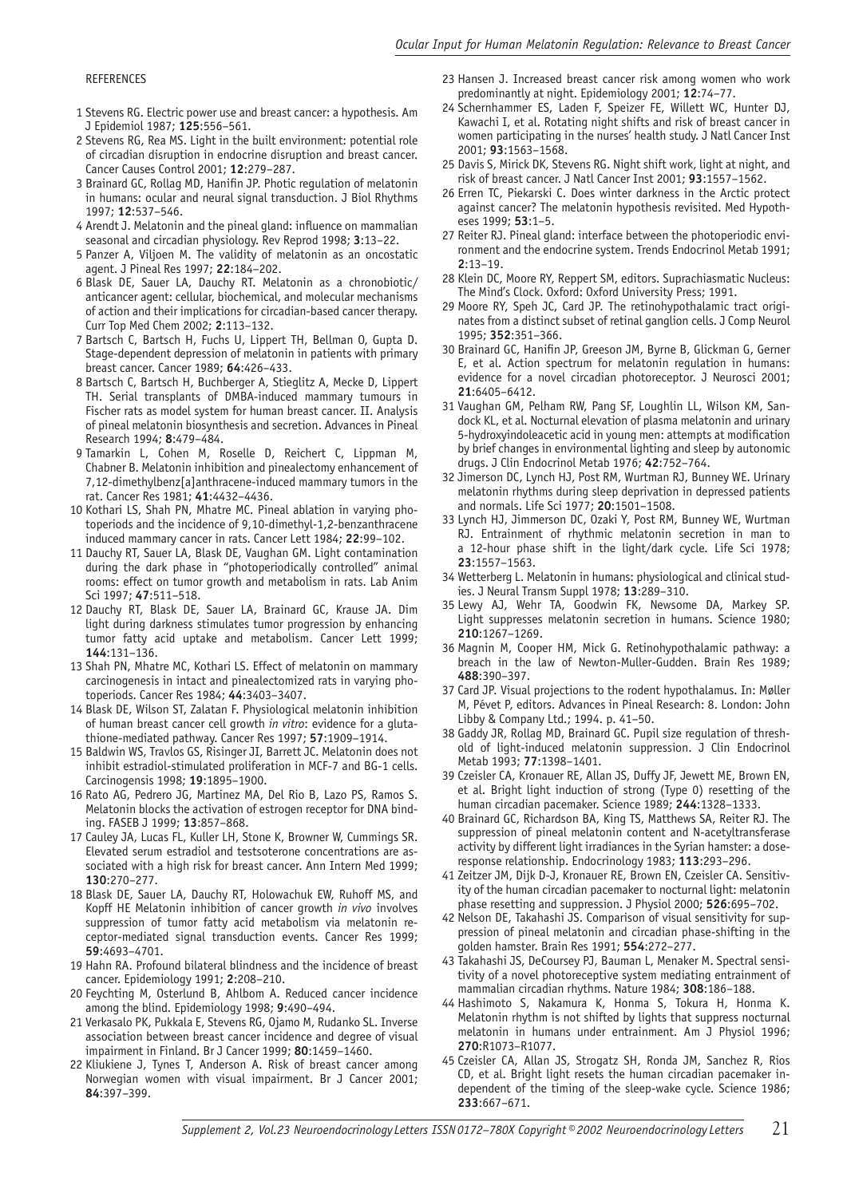REFERENCES

1 Stevens RG. Electric power use and breast cancer: a hypothesis. Am J Epidemiol 1987; **125**:556–561.

2 Stevens RG, Rea MS. Light in the built environment: potential role of circadian disruption in endocrine disruption and breast cancer. Cancer Causes Control 2001; **12**:279–287.

3 Brainard GC, Rollag MD, Hanifin JP. Photic regulation of melatonin in humans: ocular and neural signal transduction. J Biol Rhythms 1997; **12**:537–546.

4 Arendt J. Melatonin and the pineal gland: influence on mammalian seasonal and circadian physiology. Rev Reprod 1998; **3**:13–22.

5 Panzer A, Viljoen M. The validity of melatonin as an oncostatic agent. J Pineal Res 1997; **22**:184–202.

6 Blask DE, Sauer LA, Dauchy RT. Melatonin as a chronobiotic/anticancer agent: cellular, biochemical, and molecular mechanisms of action and their implications for circadian-based cancer therapy. Curr Top Med Chem 2002; **2**:113–132.

7 Bartsch C, Bartsch H, Fuchs U, Lippert TH, Bellman O, Gupta D. Stage-dependent depression of melatonin in patients with primary breast cancer. Cancer 1989; **64**:426–433.

8 Bartsch C, Bartsch H, Buchberger A, Stieglitz A, Mecke D, Lippert TH. Serial transplants of DMBA-induced mammary tumours in Fischer rats as model system for human breast cancer. II. Analysis of pineal melatonin biosynthesis and secretion. Advances in Pineal Research 1994; **8**:479–484.

9 Tamarkin L, Cohen M, Roselle D, Reichert C, Lippman M, Chabner B. Melatonin inhibition and pinealectomy enhancement of 7,12-dimethylbenz[a]anthracene-induced mammary tumors in the rat. Cancer Res 1981; **41**:4432–4436.

10 Kothari LS, Shah PN, Mhatre MC. Pineal ablation in varying photoperiods and the incidence of 9,10-dimethyl-1,2-benzanthracene induced mammary cancer in rats. Cancer Lett 1984; **22**:99–102.

11 Dauchy RT, Sauer LA, Blask DE, Vaughan GM. Light contamination during the dark phase in "photoperiodically controlled" animal rooms: effect on tumor growth and metabolism in rats. Lab Anim Sci 1997; **47**:511–518.

12 Dauchy RT, Blask DE, Sauer LA, Brainard GC, Krause JA. Dim light during darkness stimulates tumor progression by enhancing tumor fatty acid uptake and metabolism. Cancer Lett 1999; **144**:131–136.

13 Shah PN, Mhatre MC, Kothari LS. Effect of melatonin on mammary carcinogenesis in intact and pinealectomized rats in varying photoperiods. Cancer Res 1984; **44**:3403–3407.

14 Blask DE, Wilson ST, Zalatan F. Physiological melatonin inhibition of human breast cancer cell growth *in vitro*: evidence for a glutathione-mediated pathway. Cancer Res 1997; **57**:1909–1914.

15 Baldwin WS, Travlos GS, Risinger JI, Barrett JC. Melatonin does not inhibit estradiol-stimulated proliferation in MCF-7 and BG-1 cells. Carcinogensis 1998; **19**:1895–1900.

16 Rato AG, Pedrero JG, Martinez MA, Del Rio B, Lazo PS, Ramos S. Melatonin blocks the activation of estrogen receptor for DNA binding. FASEB J 1999; **13**:857–868.

17 Cauley JA, Lucas FL, Kuller LH, Stone K, Browner W, Cummings SR. Elevated serum estradiol and testsoterone concentrations are associated with a high risk for breast cancer. Ann Intern Med 1999; **130**:270–277.

18 Blask DE, Sauer LA, Dauchy RT, Holowachuk EW, Ruhoff MS, and Kopff HE Melatonin inhibition of cancer growth *in vivo* involves suppression of tumor fatty acid metabolism via melatonin receptor-mediated signal transduction events. Cancer Res 1999; **59**:4693–4701.

19 Hahn RA. Profound bilateral blindness and the incidence of breast cancer. Epidemiology 1991; **2**:208–210.

20 Feychting M, Osterlund B, Ahlbom A. Reduced cancer incidence among the blind. Epidemiology 1998; **9**:490–494.

21 Verkasalo PK, Pukkala E, Stevens RG, Ojamo M, Rudanko SL. Inverse association between breast cancer incidence and degree of visual impairment in Finland. Br J Cancer 1999; **80**:1459–1460.

22 Kliukiene J, Tynes T, Anderson A. Risk of breast cancer among Norwegian women with visual impairment. Br J Cancer 2001; **84**:397–399.

23 Hansen J. Increased breast cancer risk among women who work predominantly at night. Epidemiology 2001; **12**:74–77.

24 Schernhammer ES, Laden F, Speizer FE, Willett WC, Hunter DJ, Kawachi I, et al. Rotating night shifts and risk of breast cancer in women participating in the nurses' health study. J Natl Cancer Inst 2001; **93**:1563–1568.

25 Davis S, Mirick DK, Stevens RG. Night shift work, light at night, and risk of breast cancer. J Natl Cancer Inst 2001; **93**:1557–1562.

26 Erren TC, Piekarski C. Does winter darkness in the Arctic protect against cancer? The melatonin hypothesis revisited. Med Hypotheses 1999; **53**:1–5.

27 Reiter RJ. Pineal gland: interface between the photoperiodic environment and the endocrine system. Trends Endocrinol Metab 1991; **2**:13–19.

28 Klein DC, Moore RY, Reppert SM, editors. Suprachiasmatic Nucleus: The Mind's Clock. Oxford: Oxford University Press; 1991.

29 Moore RY, Speh JC, Card JP. The retinohypothalamic tract originates from a distinct subset of retinal ganglion cells. J Comp Neurol 1995; **352**:351–366.

30 Brainard GC, Hanifin JP, Greeson JM, Byrne B, Glickman G, Gerner E, et al. Action spectrum for melatonin regulation in humans: evidence for a novel circadian photoreceptor. J Neurosci 2001; **21**:6405–6412.

31 Vaughan GM, Pelham RW, Pang SF, Loughlin LL, Wilson KM, Sandock KL, et al. Nocturnal elevation of plasma melatonin and urinary 5-hydroxyindoleacetic acid in young men: attempts at modification by brief changes in environmental lighting and sleep by autonomic drugs. J Clin Endocrinol Metab 1976; **42**:752–764.

32 Jimerson DC, Lynch HJ, Post RM, Wurtman RJ, Bunney WE. Urinary melatonin rhythms during sleep deprivation in depressed patients and normals. Life Sci 1977; **20**:1501–1508.

33 Lynch HJ, Jimmerson DC, Ozaki Y, Post RM, Bunney WE, Wurtman RJ. Entrainment of rhythmic melatonin secretion in man to a 12-hour phase shift in the light/dark cycle. Life Sci 1978; **23**:1557–1563.

34 Wetterberg L. Melatonin in humans: physiological and clinical studies. J Neural Transm Suppl 1978; **13**:289–310.

35 Lewy AJ, Wehr TA, Goodwin FK, Newsome DA, Markey SP. Light suppresses melatonin secretion in humans. Science 1980; **210**:1267–1269.

36 Magnin M, Cooper HM, Mick G. Retinohypothalamic pathway: a breach in the law of Newton-Muller-Gudden. Brain Res 1989; **488**:390–397.

37 Card JP. Visual projections to the rodent hypothalamus. In: Møller M, Pévet P, editors. Advances in Pineal Research: 8. London: John Libby & Company Ltd.; 1994. p. 41–50.

38 Gaddy JR, Rollag MD, Brainard GC. Pupil size regulation of threshold of light-induced melatonin suppression. J Clin Endocrinol Metab 1993; **77**:1398–1401.

39 Czeisler CA, Kronauer RE, Allan JS, Duffy JF, Jewett ME, Brown EN, et al. Bright light induction of strong (Type 0) resetting of the human circadian pacemaker. Science 1989; **244**:1328–1333.

40 Brainard GC, Richardson BA, King TS, Matthews SA, Reiter RJ. The suppression of pineal melatonin content and N-acetyltransferase activity by different light irradiances in the Syrian hamster: a dose-response relationship. Endocrinology 1983; **113**:293–296.

41 Zeitzer JM, Dijk D-J, Kronauer RE, Brown EN, Czeisler CA. Sensitivity of the human circadian pacemaker to nocturnal light: melatonin phase resetting and suppression. J Physiol 2000; **526**:695–702.

42 Nelson DE, Takahashi JS. Comparison of visual sensitivity for suppression of pineal melatonin and circadian phase-shifting in the golden hamster. Brain Res 1991; **554**:272–277.

43 Takahashi JS, DeCoursey PJ, Bauman L, Menaker M. Spectral sensitivity of a novel photoreceptive system mediating entrainment of mammalian circadian rhythms. Nature 1984; **308**:186–188.

44 Hashimoto S, Nakamura K, Honma S, Tokura H, Honma K. Melatonin rhythm is not shifted by lights that suppress nocturnal melatonin in humans under entrainment. Am J Physiol 1996; **270**:R1073–R1077.

45 Czeisler CA, Allan JS, Strogatz SH, Ronda JM, Sanchez R, Rios CD, et al. Bright light resets the human circadian pacemaker independent of the timing of the sleep-wake cycle. Science 1986; **233**:667–671.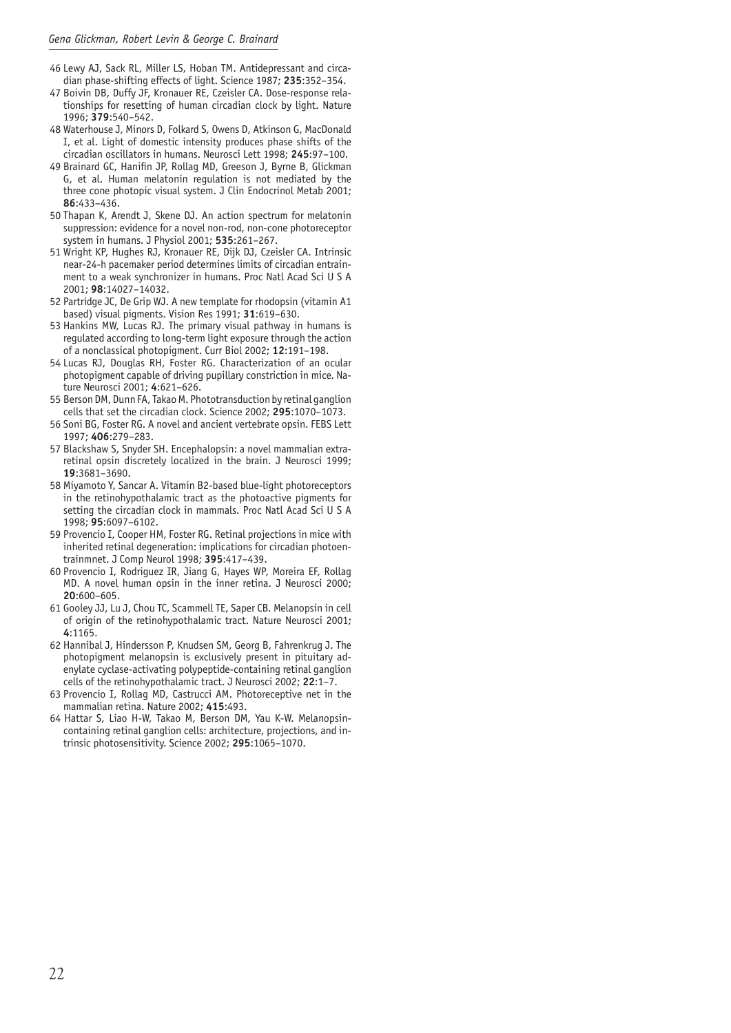46 Lewy AJ, Sack RL, Miller LS, Hoban TM. Antidepressant and circadian phase-shifting effects of light. Science 1987; **235**:352–354.

47 Boivin DB, Duffy JF, Kronauer RE, Czeisler CA. Dose-response relationships for resetting of human circadian clock by light. Nature 1996; **379**:540–542.

48 Waterhouse J, Minors D, Folkard S, Owens D, Atkinson G, MacDonald I, et al. Light of domestic intensity produces phase shifts of the circadian oscillators in humans. Neurosci Lett 1998; **245**:97–100.

49 Brainard GC, Hanifin JP, Rollag MD, Greeson J, Byrne B, Glickman G, et al. Human melatonin regulation is not mediated by the three cone photopic visual system. J Clin Endocrinol Metab 2001; **86**:433–436.

50 Thapan K, Arendt J, Skene DJ. An action spectrum for melatonin suppression: evidence for a novel non-rod, non-cone photoreceptor system in humans. J Physiol 2001; **535**:261–267.

51 Wright KP, Hughes RJ, Kronauer RE, Dijk DJ, Czeisler CA. Intrinsic near-24-h pacemaker period determines limits of circadian entrainment to a weak synchronizer in humans. Proc Natl Acad Sci U S A 2001; **98**:14027–14032.

52 Partridge JC, De Grip WJ. A new template for rhodopsin (vitamin A1 based) visual pigments. Vision Res 1991; **31**:619–630.

53 Hankins MW, Lucas RJ. The primary visual pathway in humans is regulated according to long-term light exposure through the action of a nonclassical photopigment. Curr Biol 2002; **12**:191–198.

54 Lucas RJ, Douglas RH, Foster RG. Characterization of an ocular photopigment capable of driving pupillary constriction in mice. Nature Neurosci 2001; **4**:621–626.

55 Berson DM, Dunn FA, Takao M. Phototransduction by retinal ganglion cells that set the circadian clock. Science 2002; **295**:1070–1073.

56 Soni BG, Foster RG. A novel and ancient vertebrate opsin. FEBS Lett 1997; **406**:279–283.

57 Blackshaw S, Snyder SH. Encephalopsin: a novel mammalian extraretinal opsin discretely localized in the brain. J Neurosci 1999; **19**:3681–3690.

58 Miyamoto Y, Sancar A. Vitamin B2-based blue-light photoreceptors in the retinohypothalamic tract as the photoactive pigments for setting the circadian clock in mammals. Proc Natl Acad Sci U S A 1998; **95**:6097–6102.

59 Provencio I, Cooper HM, Foster RG. Retinal projections in mice with inherited retinal degeneration: implications for circadian photoentrainmnet. J Comp Neurol 1998; **395**:417–439.

60 Provencio I, Rodriguez IR, Jiang G, Hayes WP, Moreira EF, Rollag MD. A novel human opsin in the inner retina. J Neurosci 2000; **20**:600–605.

61 Gooley JJ, Lu J, Chou TC, Scammell TE, Saper CB. Melanopsin in cell of origin of the retinohypothalamic tract. Nature Neurosci 2001; **4**:1165.

62 Hannibal J, Hindersson P, Knudsen SM, Georg B, Fahrenkrug J. The photopigment melanopsin is exclusively present in pituitary adenylate cyclase-activating polypeptide-containing retinal ganglion cells of the retinohypothalamic tract. J Neurosci 2002; **22**:1–7.

63 Provencio I, Rollag MD, Castrucci AM. Photoreceptive net in the mammalian retina. Nature 2002; **415**:493.

64 Hattar S, Liao H-W, Takao M, Berson DM, Yau K-W. Melanopsin-containing retinal ganglion cells: architecture, projections, and intrinsic photosensitivity. Science 2002; **295**:1065–1070.